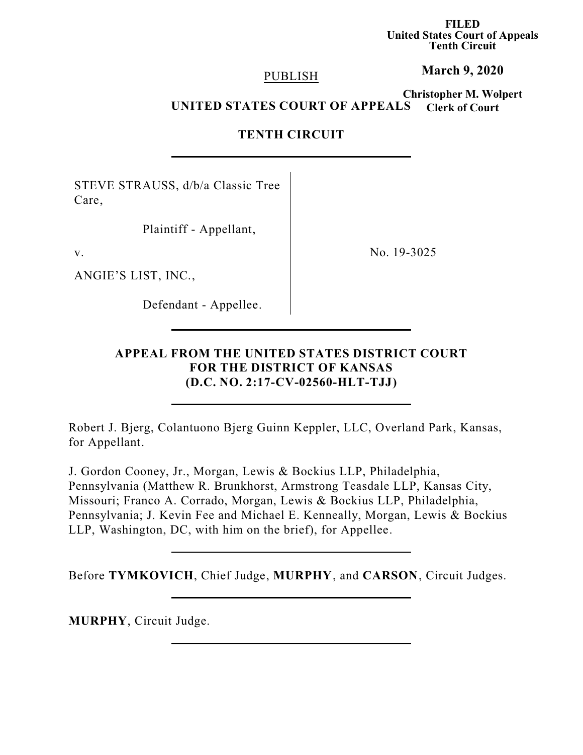FILED
United States Court of Appeals
Tenth Circuit

**March 9, 2020**

**Christopher M. Wolpert**
**Clerk of Court**

PUBLISH

**UNITED STATES COURT OF APPEALS**

**TENTH CIRCUIT**

STEVE STRAUSS, d/b/a Classic Tree Care,

Plaintiff - Appellant,

v.

ANGIE'S LIST, INC.,

Defendant - Appellee.

No. 19-3025

**APPEAL FROM THE UNITED STATES DISTRICT COURT FOR THE DISTRICT OF KANSAS (D.C. NO. 2:17-CV-02560-HLT-TJJ)**

Robert J. Bjerg, Colantuono Bjerg Guinn Keppler, LLC, Overland Park, Kansas, for Appellant.

J. Gordon Cooney, Jr., Morgan, Lewis & Bockius LLP, Philadelphia, Pennsylvania (Matthew R. Brunkhorst, Armstrong Teasdale LLP, Kansas City, Missouri; Franco A. Corrado, Morgan, Lewis & Bockius LLP, Philadelphia, Pennsylvania; J. Kevin Fee and Michael E. Kenneally, Morgan, Lewis & Bockius LLP, Washington, DC, with him on the brief), for Appellee.

Before **TYMKOVICH**, Chief Judge, **MURPHY**, and **CARSON**, Circuit Judges.

**MURPHY**, Circuit Judge.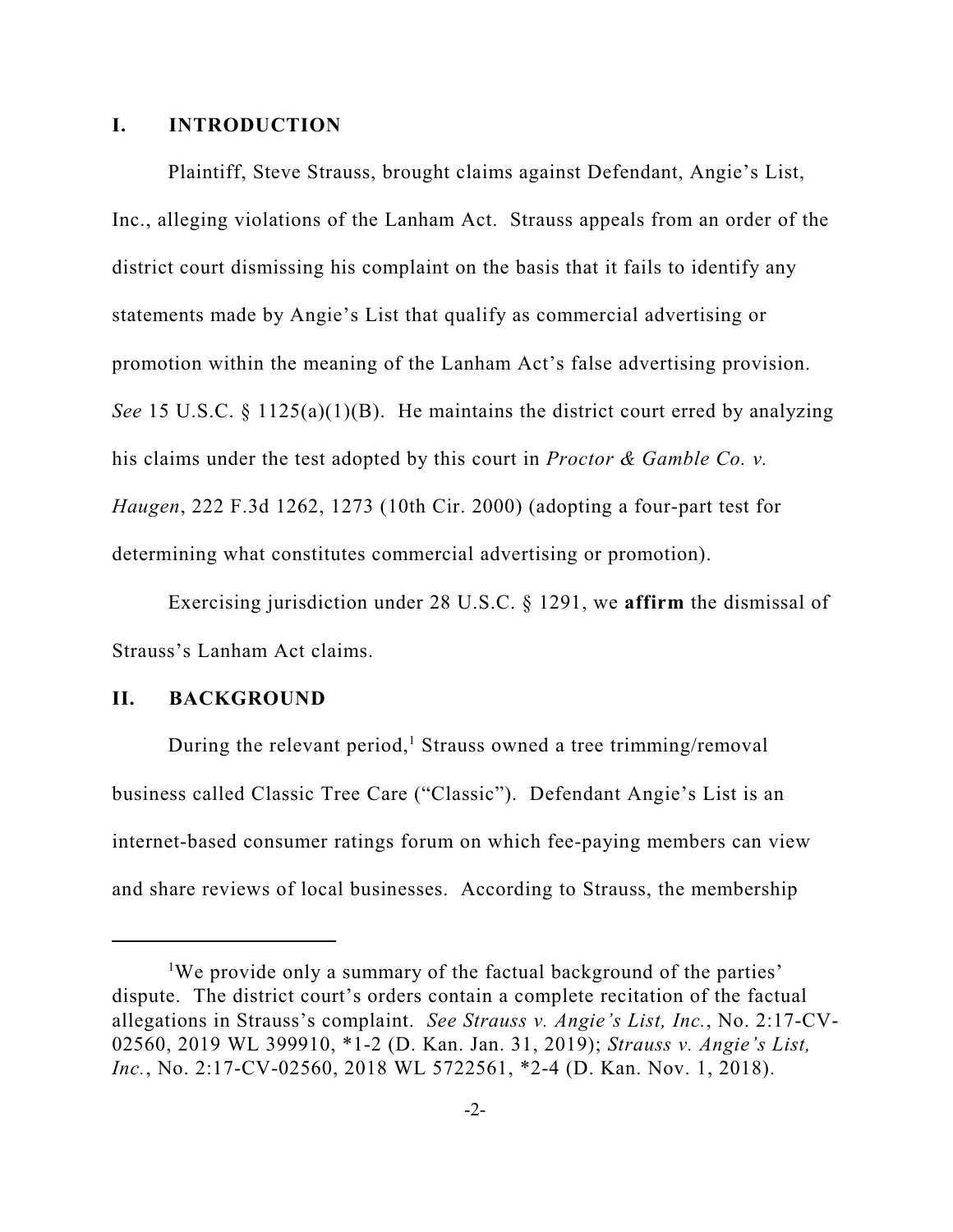## I. INTRODUCTION

Plaintiff, Steve Strauss, brought claims against Defendant, Angie's List, Inc., alleging violations of the Lanham Act. Strauss appeals from an order of the district court dismissing his complaint on the basis that it fails to identify any statements made by Angie's List that qualify as commercial advertising or promotion within the meaning of the Lanham Act's false advertising provision. *See* 15 U.S.C. § 1125(a)(1)(B). He maintains the district court erred by analyzing his claims under the test adopted by this court in *Proctor & Gamble Co. v. Haugen*, 222 F.3d 1262, 1273 (10th Cir. 2000) (adopting a four-part test for determining what constitutes commercial advertising or promotion).

Exercising jurisdiction under 28 U.S.C. § 1291, we **affirm** the dismissal of Strauss's Lanham Act claims.

## II. BACKGROUND

During the relevant period,[1] Strauss owned a tree trimming/removal business called Classic Tree Care ("Classic"). Defendant Angie's List is an internet-based consumer ratings forum on which fee-paying members can view and share reviews of local businesses. According to Strauss, the membership

---

[1]We provide only a summary of the factual background of the parties' dispute. The district court's orders contain a complete recitation of the factual allegations in Strauss's complaint. *See Strauss v. Angie's List, Inc.*, No. 2:17-CV-02560, 2019 WL 399910, *1-2 (D. Kan. Jan. 31, 2019); *Strauss v. Angie's List, Inc.*, No. 2:17-CV-02560, 2018 WL 5722561, *2-4 (D. Kan. Nov. 1, 2018).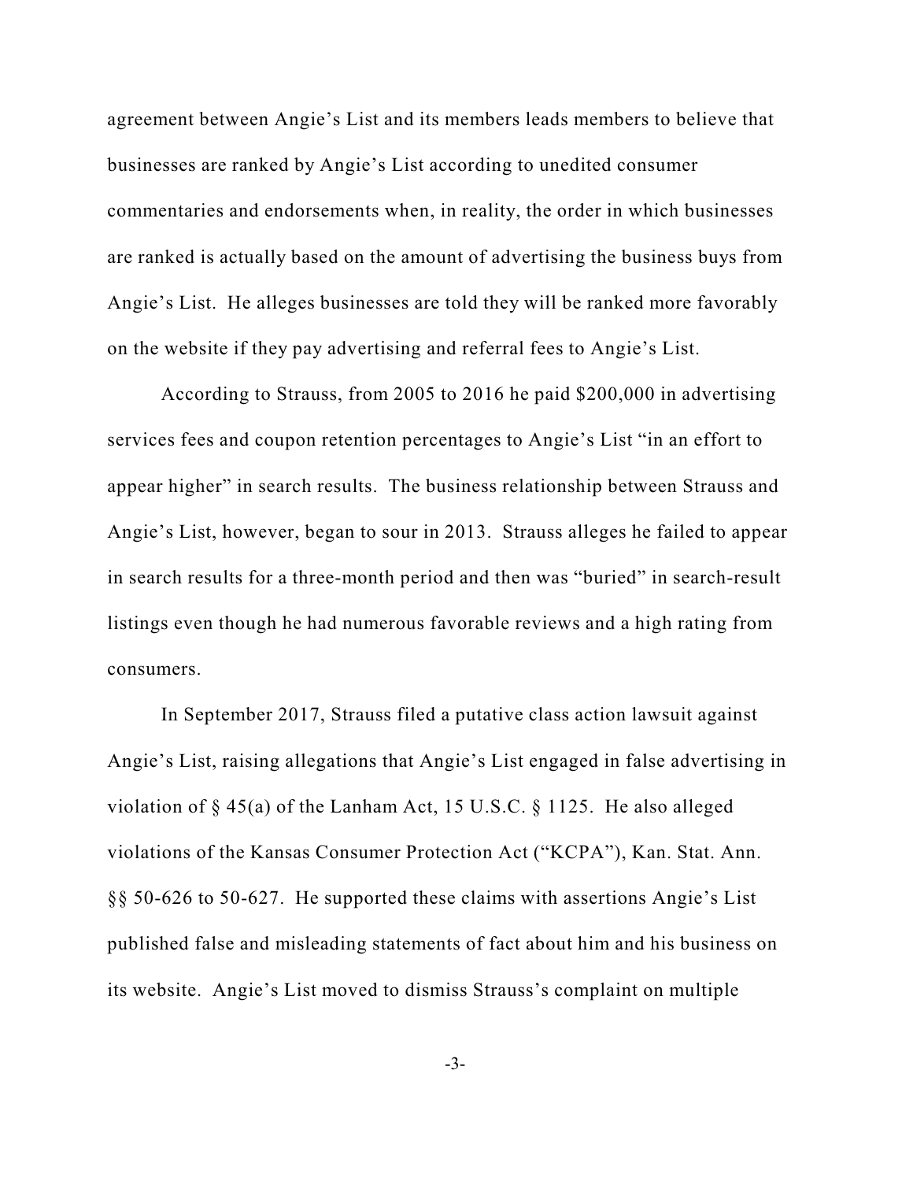agreement between Angie's List and its members leads members to believe that businesses are ranked by Angie's List according to unedited consumer commentaries and endorsements when, in reality, the order in which businesses are ranked is actually based on the amount of advertising the business buys from Angie's List. He alleges businesses are told they will be ranked more favorably on the website if they pay advertising and referral fees to Angie's List.

According to Strauss, from 2005 to 2016 he paid $200,000 in advertising services fees and coupon retention percentages to Angie's List "in an effort to appear higher" in search results. The business relationship between Strauss and Angie's List, however, began to sour in 2013. Strauss alleges he failed to appear in search results for a three-month period and then was "buried" in search-result listings even though he had numerous favorable reviews and a high rating from consumers.

In September 2017, Strauss filed a putative class action lawsuit against Angie's List, raising allegations that Angie's List engaged in false advertising in violation of § 45(a) of the Lanham Act, 15 U.S.C. § 1125. He also alleged violations of the Kansas Consumer Protection Act ("KCPA"), Kan. Stat. Ann. §§ 50-626 to 50-627. He supported these claims with assertions Angie's List published false and misleading statements of fact about him and his business on its website. Angie's List moved to dismiss Strauss's complaint on multiple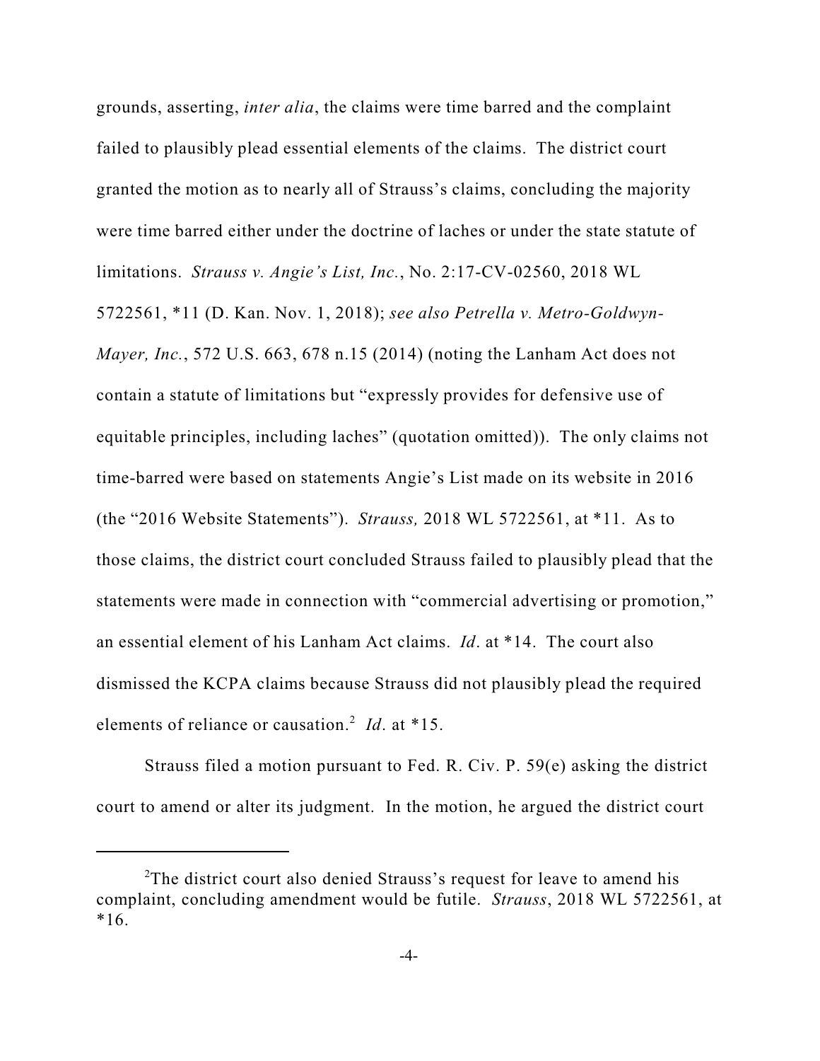grounds, asserting, *inter alia*, the claims were time barred and the complaint failed to plausibly plead essential elements of the claims. The district court granted the motion as to nearly all of Strauss's claims, concluding the majority were time barred either under the doctrine of laches or under the state statute of limitations. *Strauss v. Angie's List, Inc.*, No. 2:17-CV-02560, 2018 WL 5722561, *11 (D. Kan. Nov. 1, 2018); *see also Petrella v. Metro-Goldwyn-Mayer, Inc.*, 572 U.S. 663, 678 n.15 (2014) (noting the Lanham Act does not contain a statute of limitations but "expressly provides for defensive use of equitable principles, including laches" (quotation omitted)). The only claims not time-barred were based on statements Angie's List made on its website in 2016 (the "2016 Website Statements"). *Strauss,* 2018 WL 5722561, at *11. As to those claims, the district court concluded Strauss failed to plausibly plead that the statements were made in connection with "commercial advertising or promotion," an essential element of his Lanham Act claims. *Id*. at *14. The court also dismissed the KCPA claims because Strauss did not plausibly plead the required elements of reliance or causation.[2] *Id*. at *15.

Strauss filed a motion pursuant to Fed. R. Civ. P. 59(e) asking the district court to amend or alter its judgment. In the motion, he argued the district court

[2]The district court also denied Strauss's request for leave to amend his complaint, concluding amendment would be futile. *Strauss*, 2018 WL 5722561, at *16.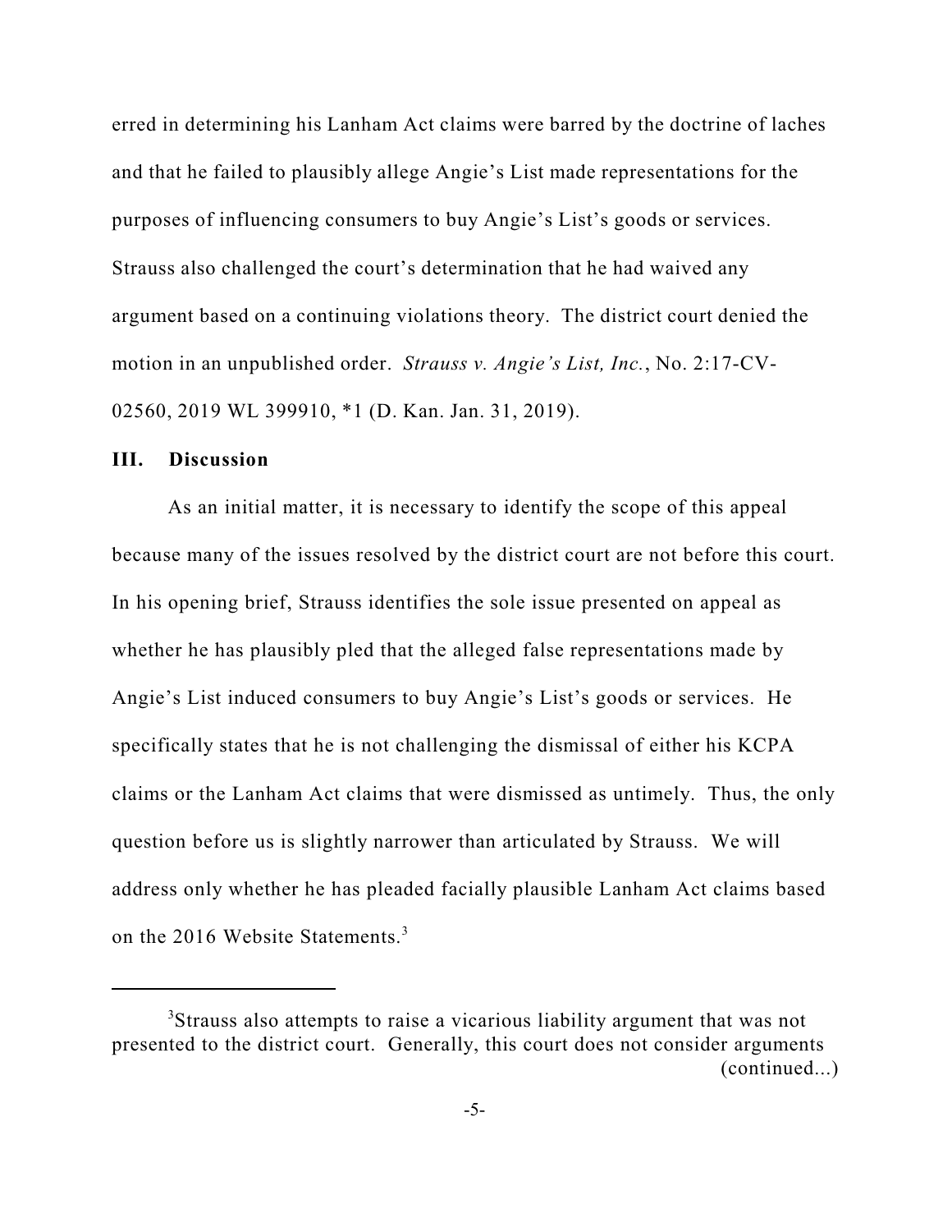erred in determining his Lanham Act claims were barred by the doctrine of laches and that he failed to plausibly allege Angie's List made representations for the purposes of influencing consumers to buy Angie's List's goods or services. Strauss also challenged the court's determination that he had waived any argument based on a continuing violations theory. The district court denied the motion in an unpublished order. *Strauss v. Angie's List, Inc.*, No. 2:17-CV-02560, 2019 WL 399910, *1 (D. Kan. Jan. 31, 2019).

## III. Discussion

As an initial matter, it is necessary to identify the scope of this appeal because many of the issues resolved by the district court are not before this court. In his opening brief, Strauss identifies the sole issue presented on appeal as whether he has plausibly pled that the alleged false representations made by Angie's List induced consumers to buy Angie's List's goods or services. He specifically states that he is not challenging the dismissal of either his KCPA claims or the Lanham Act claims that were dismissed as untimely. Thus, the only question before us is slightly narrower than articulated by Strauss. We will address only whether he has pleaded facially plausible Lanham Act claims based on the 2016 Website Statements.[3]

---

[3]Strauss also attempts to raise a vicarious liability argument that was not presented to the district court. Generally, this court does not consider arguments (continued...)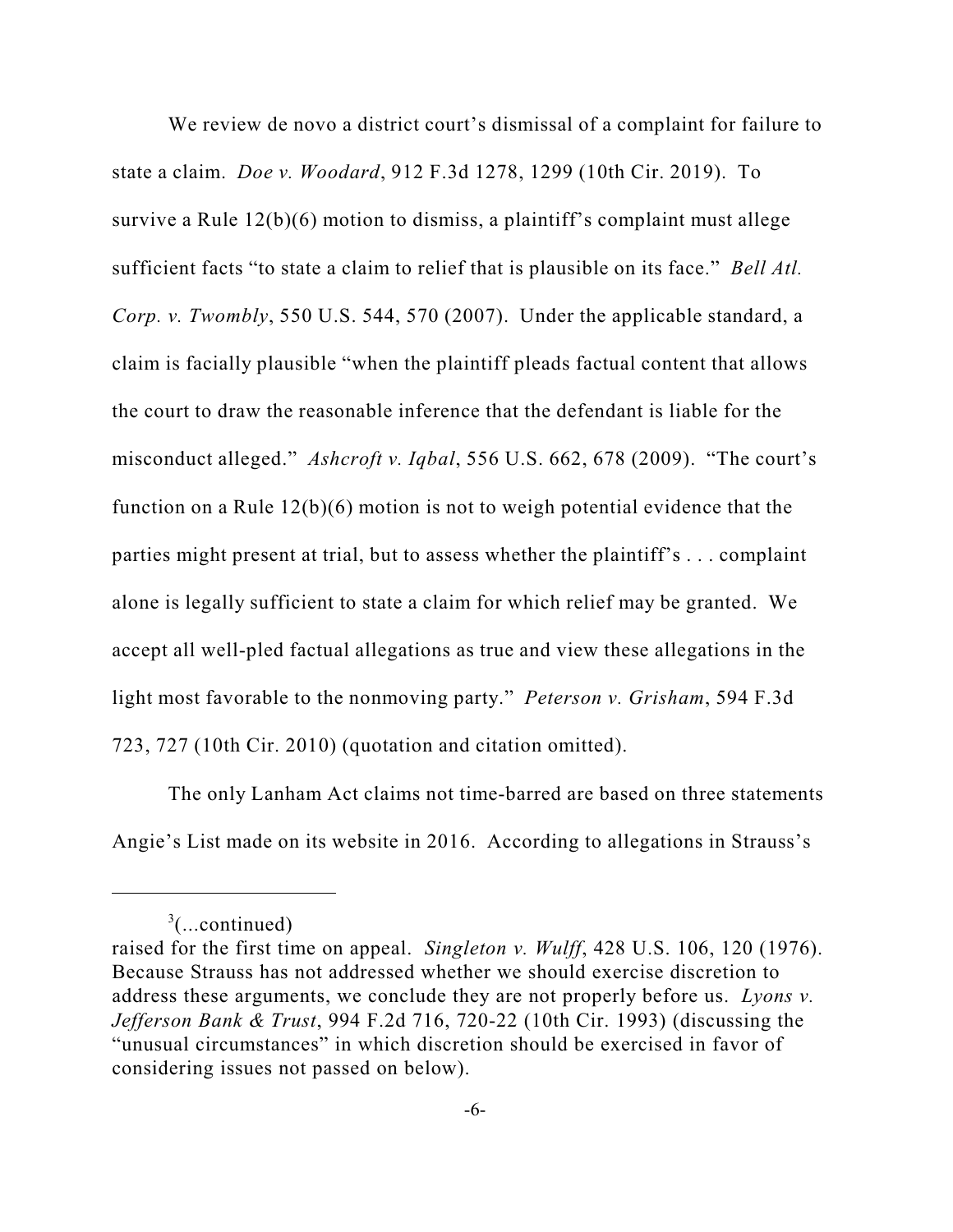We review de novo a district court's dismissal of a complaint for failure to state a claim. *Doe v. Woodard*, 912 F.3d 1278, 1299 (10th Cir. 2019). To survive a Rule 12(b)(6) motion to dismiss, a plaintiff's complaint must allege sufficient facts "to state a claim to relief that is plausible on its face." *Bell Atl. Corp. v. Twombly*, 550 U.S. 544, 570 (2007). Under the applicable standard, a claim is facially plausible "when the plaintiff pleads factual content that allows the court to draw the reasonable inference that the defendant is liable for the misconduct alleged." *Ashcroft v. Iqbal*, 556 U.S. 662, 678 (2009). "The court's function on a Rule 12(b)(6) motion is not to weigh potential evidence that the parties might present at trial, but to assess whether the plaintiff's . . . complaint alone is legally sufficient to state a claim for which relief may be granted. We accept all well-pled factual allegations as true and view these allegations in the light most favorable to the nonmoving party." *Peterson v. Grisham*, 594 F.3d 723, 727 (10th Cir. 2010) (quotation and citation omitted).

The only Lanham Act claims not time-barred are based on three statements Angie's List made on its website in 2016. According to allegations in Strauss's

---

[3](...continued)
raised for the first time on appeal. *Singleton v. Wulff*, 428 U.S. 106, 120 (1976). Because Strauss has not addressed whether we should exercise discretion to address these arguments, we conclude they are not properly before us. *Lyons v. Jefferson Bank & Trust*, 994 F.2d 716, 720-22 (10th Cir. 1993) (discussing the "unusual circumstances" in which discretion should be exercised in favor of considering issues not passed on below).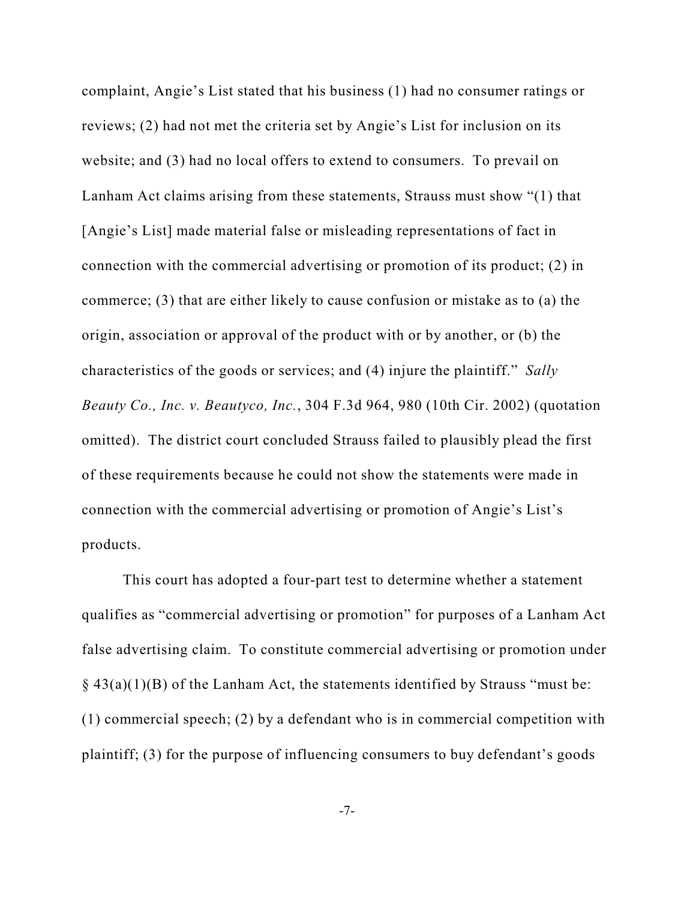complaint, Angie's List stated that his business (1) had no consumer ratings or reviews; (2) had not met the criteria set by Angie's List for inclusion on its website; and (3) had no local offers to extend to consumers. To prevail on Lanham Act claims arising from these statements, Strauss must show "(1) that [Angie's List] made material false or misleading representations of fact in connection with the commercial advertising or promotion of its product; (2) in commerce; (3) that are either likely to cause confusion or mistake as to (a) the origin, association or approval of the product with or by another, or (b) the characteristics of the goods or services; and (4) injure the plaintiff." *Sally Beauty Co., Inc. v. Beautyco, Inc.*, 304 F.3d 964, 980 (10th Cir. 2002) (quotation omitted). The district court concluded Strauss failed to plausibly plead the first of these requirements because he could not show the statements were made in connection with the commercial advertising or promotion of Angie's List's products.

This court has adopted a four-part test to determine whether a statement qualifies as "commercial advertising or promotion" for purposes of a Lanham Act false advertising claim. To constitute commercial advertising or promotion under § 43(a)(1)(B) of the Lanham Act, the statements identified by Strauss "must be: (1) commercial speech; (2) by a defendant who is in commercial competition with plaintiff; (3) for the purpose of influencing consumers to buy defendant's goods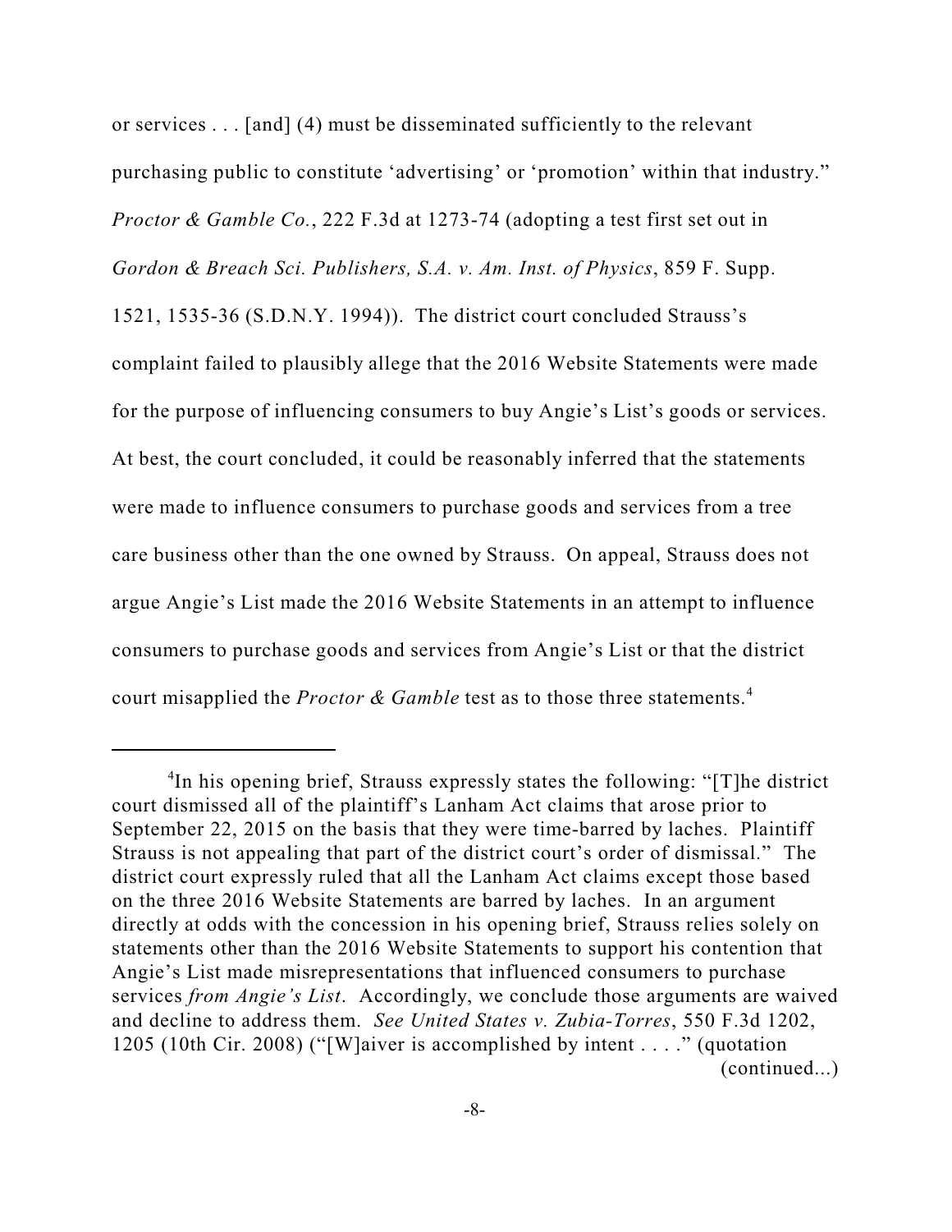or services . . . [and] (4) must be disseminated sufficiently to the relevant purchasing public to constitute 'advertising' or 'promotion' within that industry." *Proctor & Gamble Co.*, 222 F.3d at 1273-74 (adopting a test first set out in *Gordon & Breach Sci. Publishers, S.A. v. Am. Inst. of Physics*, 859 F. Supp. 1521, 1535-36 (S.D.N.Y. 1994)). The district court concluded Strauss's complaint failed to plausibly allege that the 2016 Website Statements were made for the purpose of influencing consumers to buy Angie's List's goods or services. At best, the court concluded, it could be reasonably inferred that the statements were made to influence consumers to purchase goods and services from a tree care business other than the one owned by Strauss. On appeal, Strauss does not argue Angie's List made the 2016 Website Statements in an attempt to influence consumers to purchase goods and services from Angie's List or that the district court misapplied the *Proctor & Gamble* test as to those three statements.[4]

---

[4]In his opening brief, Strauss expressly states the following: "[T]he district court dismissed all of the plaintiff's Lanham Act claims that arose prior to September 22, 2015 on the basis that they were time-barred by laches. Plaintiff Strauss is not appealing that part of the district court's order of dismissal." The district court expressly ruled that all the Lanham Act claims except those based on the three 2016 Website Statements are barred by laches. In an argument directly at odds with the concession in his opening brief, Strauss relies solely on statements other than the 2016 Website Statements to support his contention that Angie's List made misrepresentations that influenced consumers to purchase services *from Angie's List*. Accordingly, we conclude those arguments are waived and decline to address them. *See United States v. Zubia-Torres*, 550 F.3d 1202, 1205 (10th Cir. 2008) ("[W]aiver is accomplished by intent . . . ." (quotation (continued...)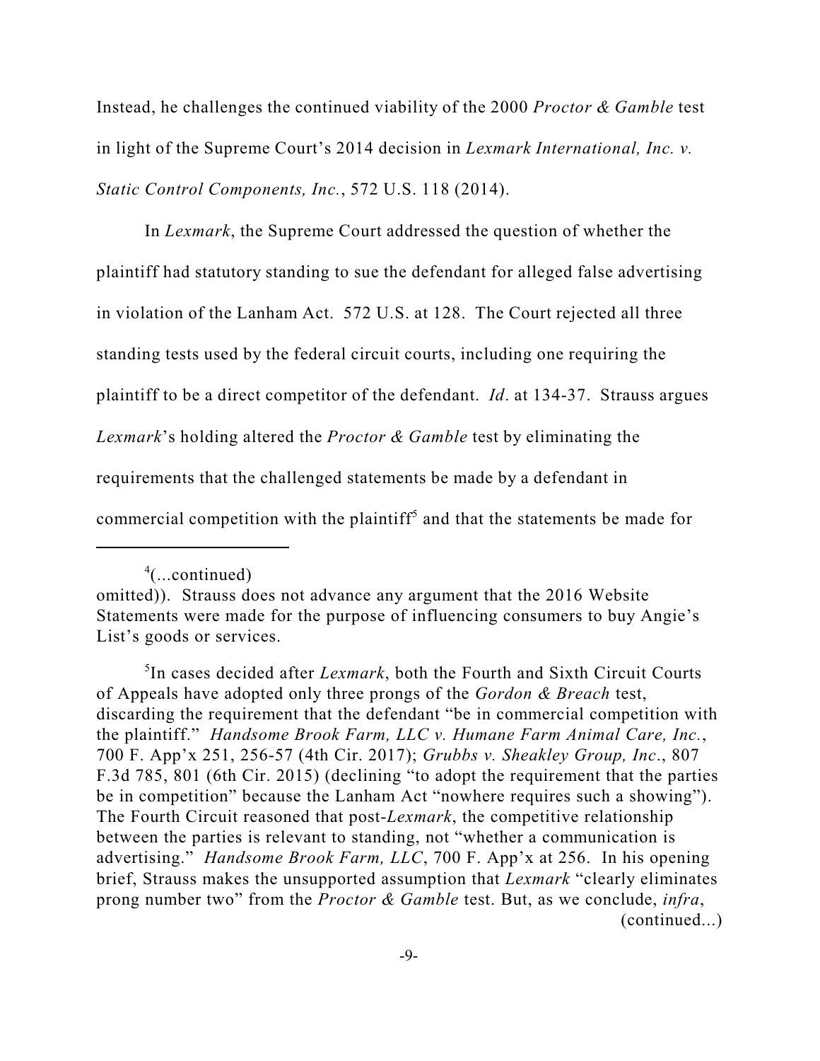Instead, he challenges the continued viability of the 2000 *Proctor & Gamble* test in light of the Supreme Court's 2014 decision in *Lexmark International, Inc. v. Static Control Components, Inc.*, 572 U.S. 118 (2014).

In *Lexmark*, the Supreme Court addressed the question of whether the plaintiff had statutory standing to sue the defendant for alleged false advertising in violation of the Lanham Act. 572 U.S. at 128. The Court rejected all three standing tests used by the federal circuit courts, including one requiring the plaintiff to be a direct competitor of the defendant. *Id*. at 134-37. Strauss argues *Lexmark*'s holding altered the *Proctor & Gamble* test by eliminating the requirements that the challenged statements be made by a defendant in commercial competition with the plaintiff[5] and that the statements be made for

---

[4](...continued) omitted)). Strauss does not advance any argument that the 2016 Website Statements were made for the purpose of influencing consumers to buy Angie's List's goods or services.

[5]In cases decided after *Lexmark*, both the Fourth and Sixth Circuit Courts of Appeals have adopted only three prongs of the *Gordon & Breach* test, discarding the requirement that the defendant "be in commercial competition with the plaintiff." *Handsome Brook Farm, LLC v. Humane Farm Animal Care, Inc.*, 700 F. App'x 251, 256-57 (4th Cir. 2017); *Grubbs v. Sheakley Group, Inc*., 807 F.3d 785, 801 (6th Cir. 2015) (declining "to adopt the requirement that the parties be in competition" because the Lanham Act "nowhere requires such a showing"). The Fourth Circuit reasoned that post-*Lexmark*, the competitive relationship between the parties is relevant to standing, not "whether a communication is advertising." *Handsome Brook Farm, LLC*, 700 F. App'x at 256. In his opening brief, Strauss makes the unsupported assumption that *Lexmark* "clearly eliminates prong number two" from the *Proctor & Gamble* test. But, as we conclude, *infra*, (continued...)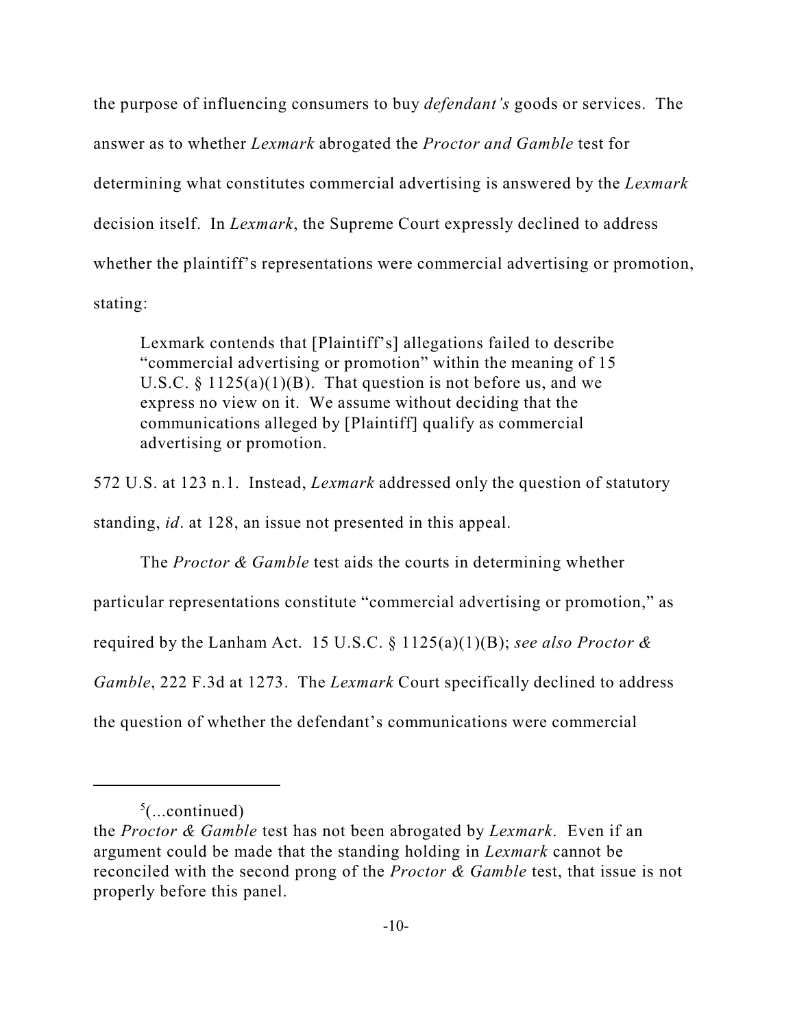the purpose of influencing consumers to buy *defendant's* goods or services. The answer as to whether *Lexmark* abrogated the *Proctor and Gamble* test for determining what constitutes commercial advertising is answered by the *Lexmark* decision itself. In *Lexmark*, the Supreme Court expressly declined to address whether the plaintiff's representations were commercial advertising or promotion, stating:

> Lexmark contends that [Plaintiff's] allegations failed to describe "commercial advertising or promotion" within the meaning of 15 U.S.C. § 1125(a)(1)(B). That question is not before us, and we express no view on it. We assume without deciding that the communications alleged by [Plaintiff] qualify as commercial advertising or promotion.

572 U.S. at 123 n.1. Instead, *Lexmark* addressed only the question of statutory standing, *id*. at 128, an issue not presented in this appeal.

The *Proctor & Gamble* test aids the courts in determining whether particular representations constitute "commercial advertising or promotion," as required by the Lanham Act. 15 U.S.C. § 1125(a)(1)(B); *see also Proctor & Gamble*, 222 F.3d at 1273. The *Lexmark* Court specifically declined to address the question of whether the defendant's communications were commercial

---

[5](...continued)
the *Proctor & Gamble* test has not been abrogated by *Lexmark*. Even if an argument could be made that the standing holding in *Lexmark* cannot be reconciled with the second prong of the *Proctor & Gamble* test, that issue is not properly before this panel.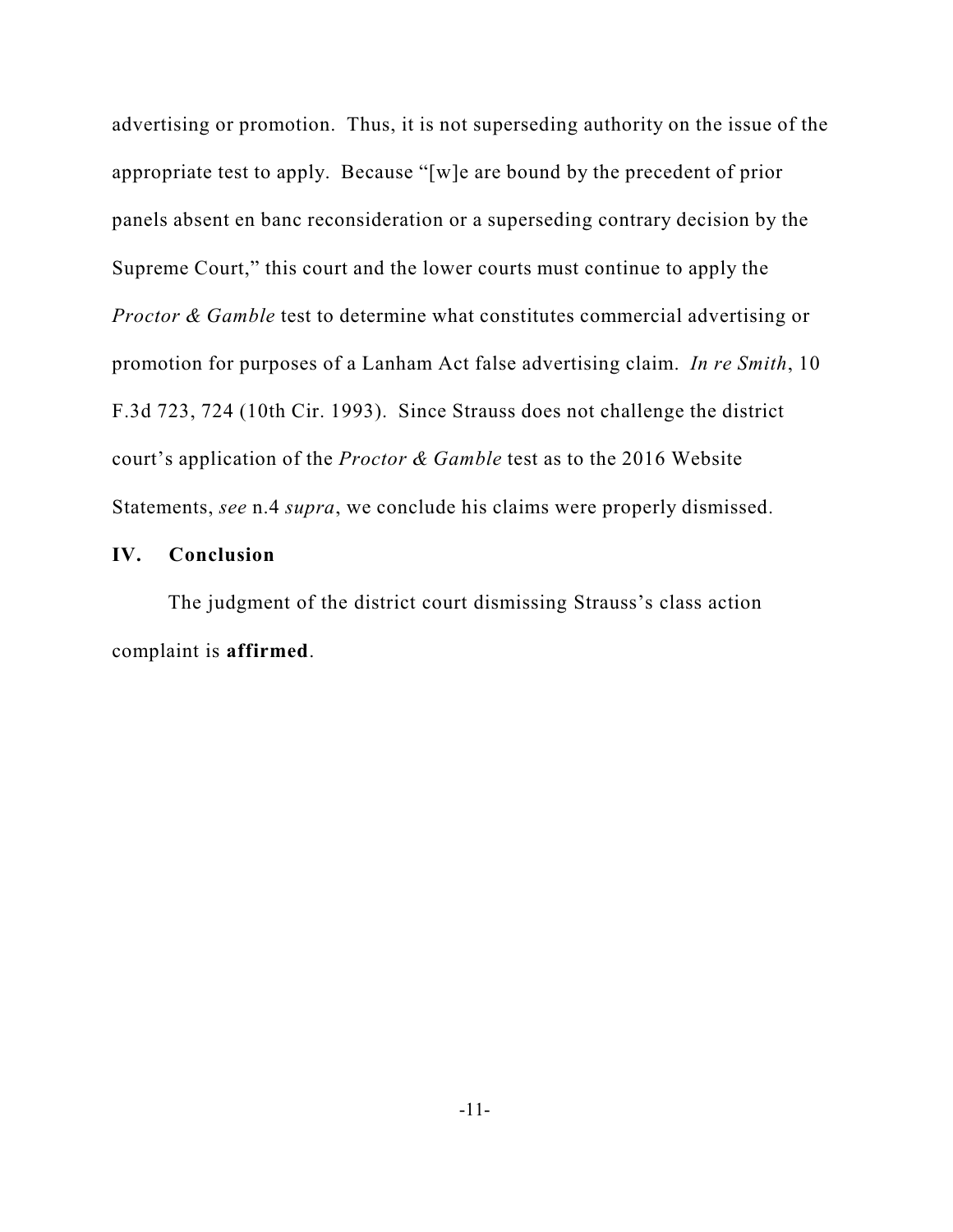advertising or promotion. Thus, it is not superseding authority on the issue of the appropriate test to apply. Because "[w]e are bound by the precedent of prior panels absent en banc reconsideration or a superseding contrary decision by the Supreme Court," this court and the lower courts must continue to apply the *Proctor & Gamble* test to determine what constitutes commercial advertising or promotion for purposes of a Lanham Act false advertising claim. *In re Smith*, 10 F.3d 723, 724 (10th Cir. 1993). Since Strauss does not challenge the district court's application of the *Proctor & Gamble* test as to the 2016 Website Statements, *see* n.4 *supra*, we conclude his claims were properly dismissed.

## IV. Conclusion

The judgment of the district court dismissing Strauss's class action complaint is **affirmed**.